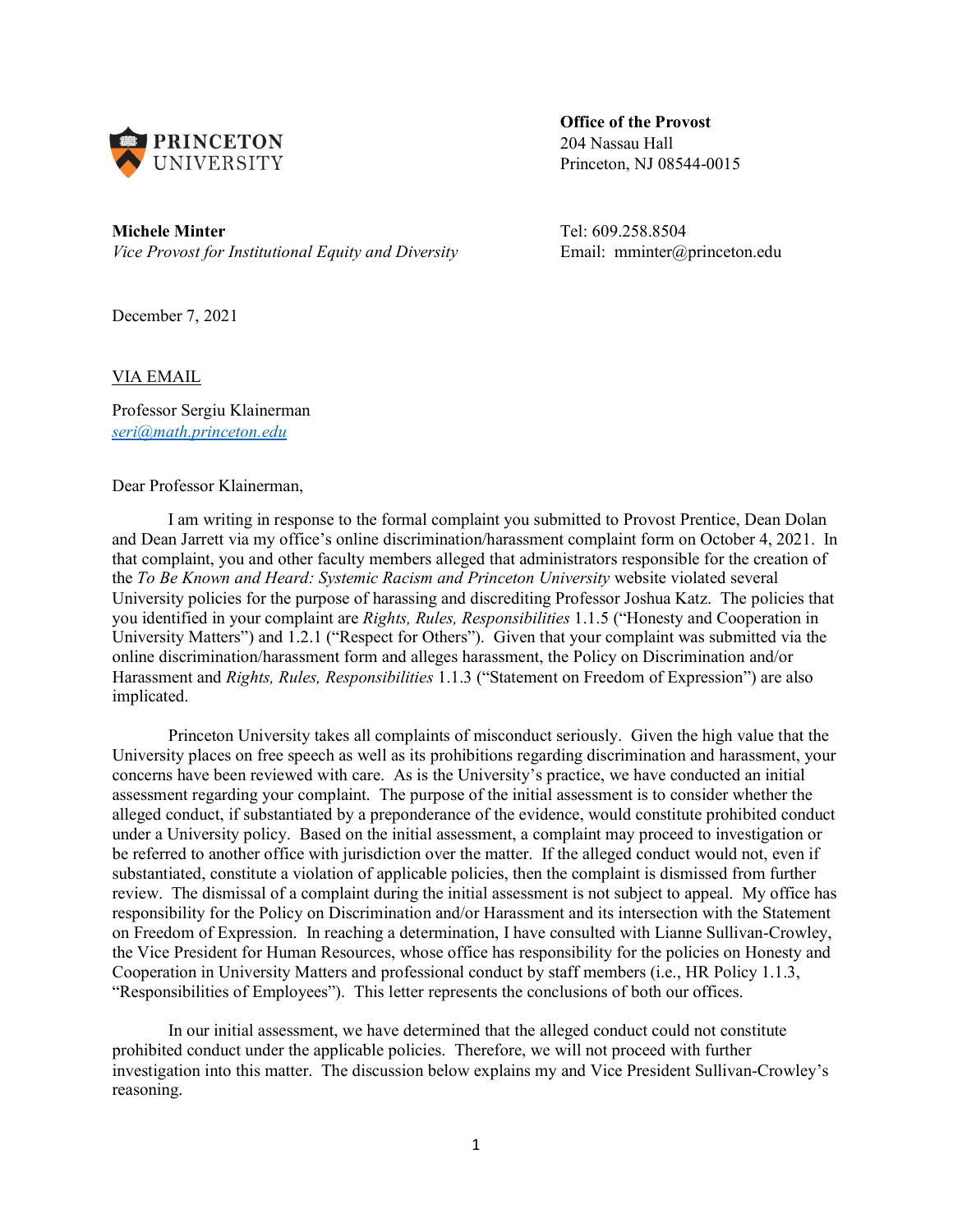**PRINCETON UNIVERSITY**

**Office of the Provost**
204 Nassau Hall
Princeton, NJ 08544-0015

**Michele Minter**
*Vice Provost for Institutional Equity and Diversity*

Tel: 609.258.8504
Email: mminter@princeton.edu

December 7, 2021

VIA EMAIL

Professor Sergiu Klainerman
seri@math.princeton.edu

Dear Professor Klainerman,

I am writing in response to the formal complaint you submitted to Provost Prentice, Dean Dolan and Dean Jarrett via my office's online discrimination/harassment complaint form on October 4, 2021. In that complaint, you and other faculty members alleged that administrators responsible for the creation of the *To Be Known and Heard: Systemic Racism and Princeton University* website violated several University policies for the purpose of harassing and discrediting Professor Joshua Katz. The policies that you identified in your complaint are *Rights, Rules, Responsibilities* 1.1.5 ("Honesty and Cooperation in University Matters") and 1.2.1 ("Respect for Others"). Given that your complaint was submitted via the online discrimination/harassment form and alleges harassment, the Policy on Discrimination and/or Harassment and *Rights, Rules, Responsibilities* 1.1.3 ("Statement on Freedom of Expression") are also implicated.

Princeton University takes all complaints of misconduct seriously. Given the high value that the University places on free speech as well as its prohibitions regarding discrimination and harassment, your concerns have been reviewed with care. As is the University's practice, we have conducted an initial assessment regarding your complaint. The purpose of the initial assessment is to consider whether the alleged conduct, if substantiated by a preponderance of the evidence, would constitute prohibited conduct under a University policy. Based on the initial assessment, a complaint may proceed to investigation or be referred to another office with jurisdiction over the matter. If the alleged conduct would not, even if substantiated, constitute a violation of applicable policies, then the complaint is dismissed from further review. The dismissal of a complaint during the initial assessment is not subject to appeal. My office has responsibility for the Policy on Discrimination and/or Harassment and its intersection with the Statement on Freedom of Expression. In reaching a determination, I have consulted with Lianne Sullivan-Crowley, the Vice President for Human Resources, whose office has responsibility for the policies on Honesty and Cooperation in University Matters and professional conduct by staff members (i.e., HR Policy 1.1.3, "Responsibilities of Employees"). This letter represents the conclusions of both our offices.

In our initial assessment, we have determined that the alleged conduct could not constitute prohibited conduct under the applicable policies. Therefore, we will not proceed with further investigation into this matter. The discussion below explains my and Vice President Sullivan-Crowley's reasoning.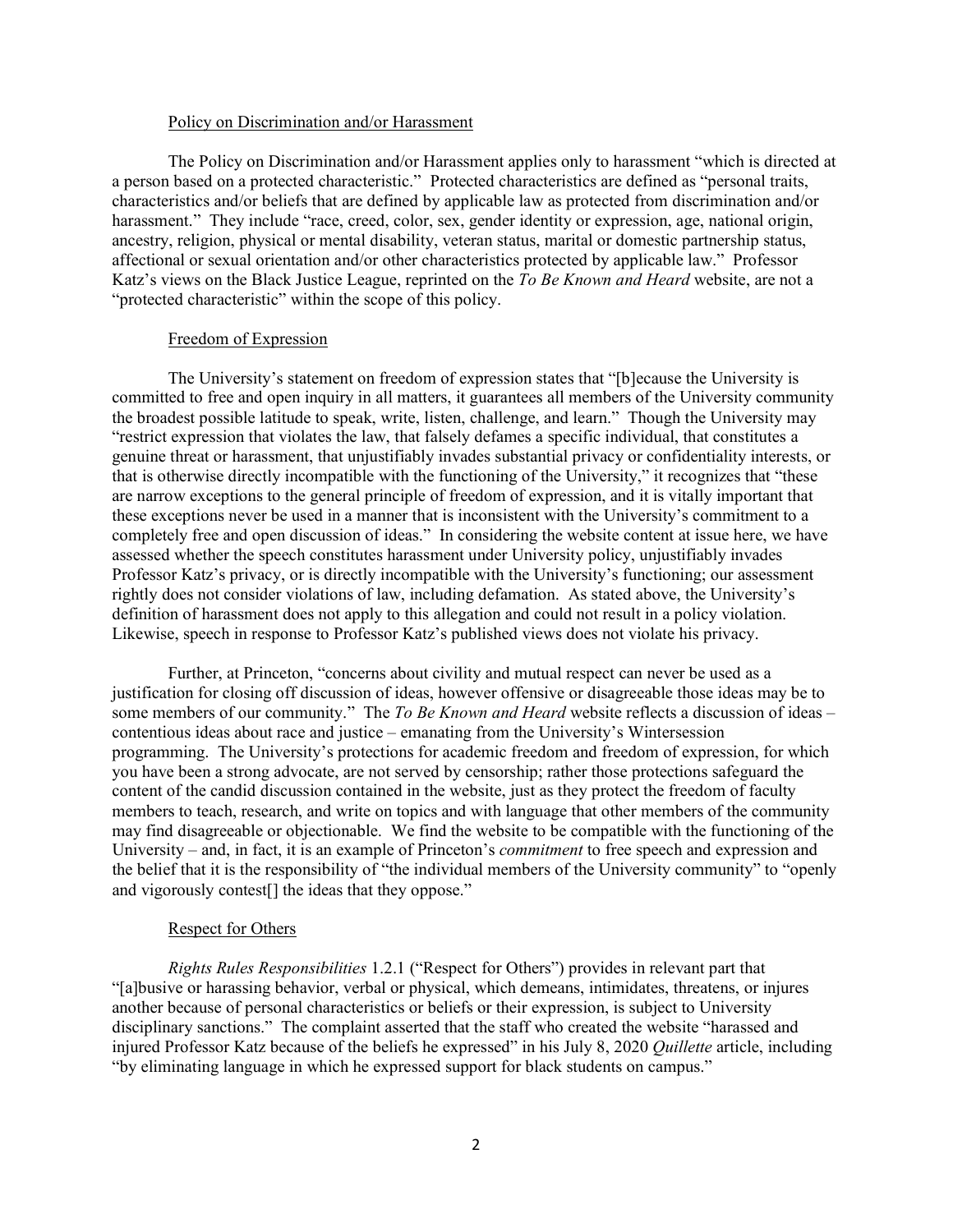Policy on Discrimination and/or Harassment

The Policy on Discrimination and/or Harassment applies only to harassment "which is directed at a person based on a protected characteristic." Protected characteristics are defined as "personal traits, characteristics and/or beliefs that are defined by applicable law as protected from discrimination and/or harassment." They include "race, creed, color, sex, gender identity or expression, age, national origin, ancestry, religion, physical or mental disability, veteran status, marital or domestic partnership status, affectional or sexual orientation and/or other characteristics protected by applicable law." Professor Katz's views on the Black Justice League, reprinted on the *To Be Known and Heard* website, are not a "protected characteristic" within the scope of this policy.

Freedom of Expression

The University's statement on freedom of expression states that "[b]ecause the University is committed to free and open inquiry in all matters, it guarantees all members of the University community the broadest possible latitude to speak, write, listen, challenge, and learn." Though the University may "restrict expression that violates the law, that falsely defames a specific individual, that constitutes a genuine threat or harassment, that unjustifiably invades substantial privacy or confidentiality interests, or that is otherwise directly incompatible with the functioning of the University," it recognizes that "these are narrow exceptions to the general principle of freedom of expression, and it is vitally important that these exceptions never be used in a manner that is inconsistent with the University's commitment to a completely free and open discussion of ideas." In considering the website content at issue here, we have assessed whether the speech constitutes harassment under University policy, unjustifiably invades Professor Katz's privacy, or is directly incompatible with the University's functioning; our assessment rightly does not consider violations of law, including defamation. As stated above, the University's definition of harassment does not apply to this allegation and could not result in a policy violation. Likewise, speech in response to Professor Katz's published views does not violate his privacy.

Further, at Princeton, "concerns about civility and mutual respect can never be used as a justification for closing off discussion of ideas, however offensive or disagreeable those ideas may be to some members of our community." The *To Be Known and Heard* website reflects a discussion of ideas – contentious ideas about race and justice – emanating from the University's Wintersession programming. The University's protections for academic freedom and freedom of expression, for which you have been a strong advocate, are not served by censorship; rather those protections safeguard the content of the candid discussion contained in the website, just as they protect the freedom of faculty members to teach, research, and write on topics and with language that other members of the community may find disagreeable or objectionable. We find the website to be compatible with the functioning of the University – and, in fact, it is an example of Princeton's *commitment* to free speech and expression and the belief that it is the responsibility of "the individual members of the University community" to "openly and vigorously contest[] the ideas that they oppose."

Respect for Others

*Rights Rules Responsibilities* 1.2.1 ("Respect for Others") provides in relevant part that "[a]busive or harassing behavior, verbal or physical, which demeans, intimidates, threatens, or injures another because of personal characteristics or beliefs or their expression, is subject to University disciplinary sanctions." The complaint asserted that the staff who created the website "harassed and injured Professor Katz because of the beliefs he expressed" in his July 8, 2020 *Quillette* article, including "by eliminating language in which he expressed support for black students on campus."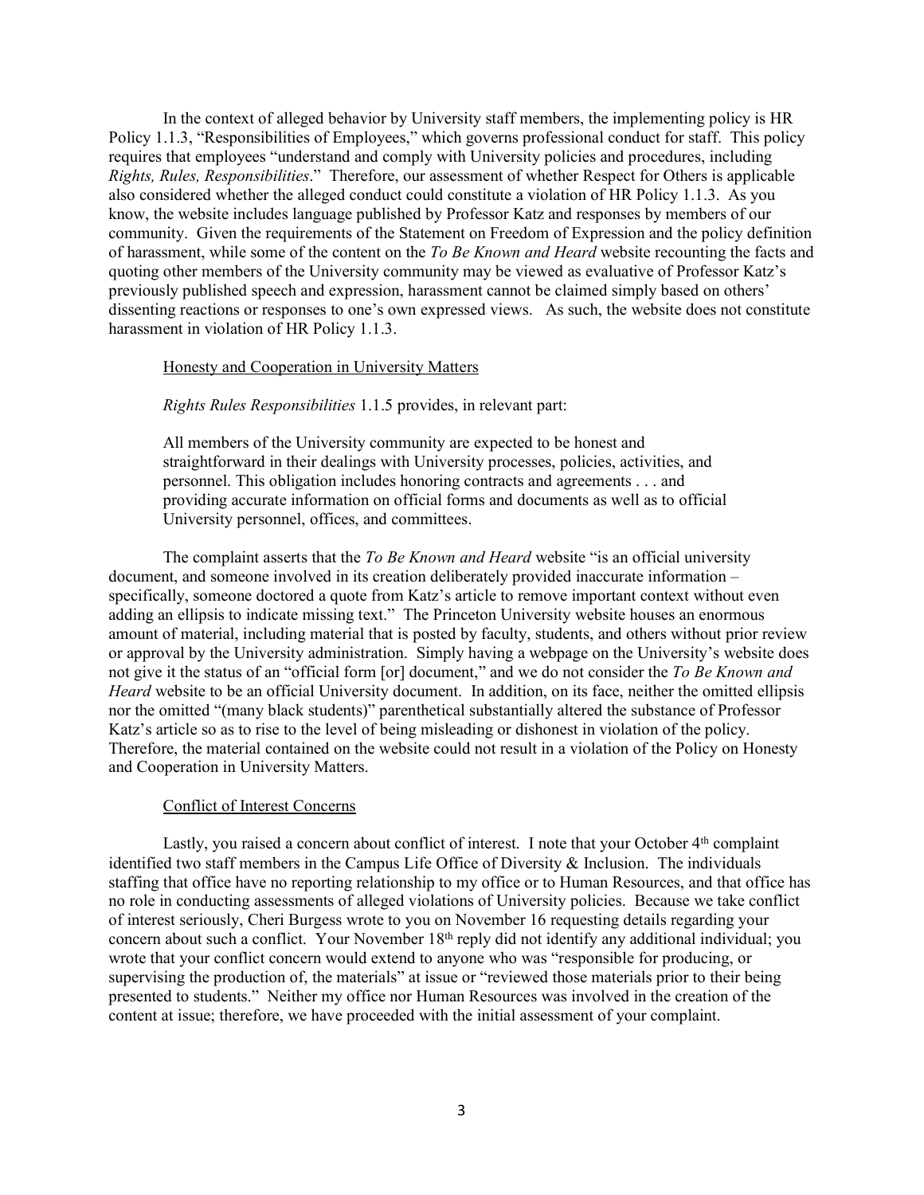In the context of alleged behavior by University staff members, the implementing policy is HR Policy 1.1.3, "Responsibilities of Employees," which governs professional conduct for staff. This policy requires that employees "understand and comply with University policies and procedures, including *Rights, Rules, Responsibilities*." Therefore, our assessment of whether Respect for Others is applicable also considered whether the alleged conduct could constitute a violation of HR Policy 1.1.3. As you know, the website includes language published by Professor Katz and responses by members of our community. Given the requirements of the Statement on Freedom of Expression and the policy definition of harassment, while some of the content on the *To Be Known and Heard* website recounting the facts and quoting other members of the University community may be viewed as evaluative of Professor Katz's previously published speech and expression, harassment cannot be claimed simply based on others' dissenting reactions or responses to one's own expressed views. As such, the website does not constitute harassment in violation of HR Policy 1.1.3.

<u>Honesty and Cooperation in University Matters</u>

*Rights Rules Responsibilities* 1.1.5 provides, in relevant part:

> All members of the University community are expected to be honest and straightforward in their dealings with University processes, policies, activities, and personnel. This obligation includes honoring contracts and agreements . . . and providing accurate information on official forms and documents as well as to official University personnel, offices, and committees.

The complaint asserts that the *To Be Known and Heard* website "is an official university document, and someone involved in its creation deliberately provided inaccurate information – specifically, someone doctored a quote from Katz's article to remove important context without even adding an ellipsis to indicate missing text." The Princeton University website houses an enormous amount of material, including material that is posted by faculty, students, and others without prior review or approval by the University administration. Simply having a webpage on the University's website does not give it the status of an "official form [or] document," and we do not consider the *To Be Known and Heard* website to be an official University document. In addition, on its face, neither the omitted ellipsis nor the omitted "(many black students)" parenthetical substantially altered the substance of Professor Katz's article so as to rise to the level of being misleading or dishonest in violation of the policy. Therefore, the material contained on the website could not result in a violation of the Policy on Honesty and Cooperation in University Matters.

<u>Conflict of Interest Concerns</u>

Lastly, you raised a concern about conflict of interest. I note that your October 4th complaint identified two staff members in the Campus Life Office of Diversity & Inclusion. The individuals staffing that office have no reporting relationship to my office or to Human Resources, and that office has no role in conducting assessments of alleged violations of University policies. Because we take conflict of interest seriously, Cheri Burgess wrote to you on November 16 requesting details regarding your concern about such a conflict. Your November 18th reply did not identify any additional individual; you wrote that your conflict concern would extend to anyone who was "responsible for producing, or supervising the production of, the materials" at issue or "reviewed those materials prior to their being presented to students." Neither my office nor Human Resources was involved in the creation of the content at issue; therefore, we have proceeded with the initial assessment of your complaint.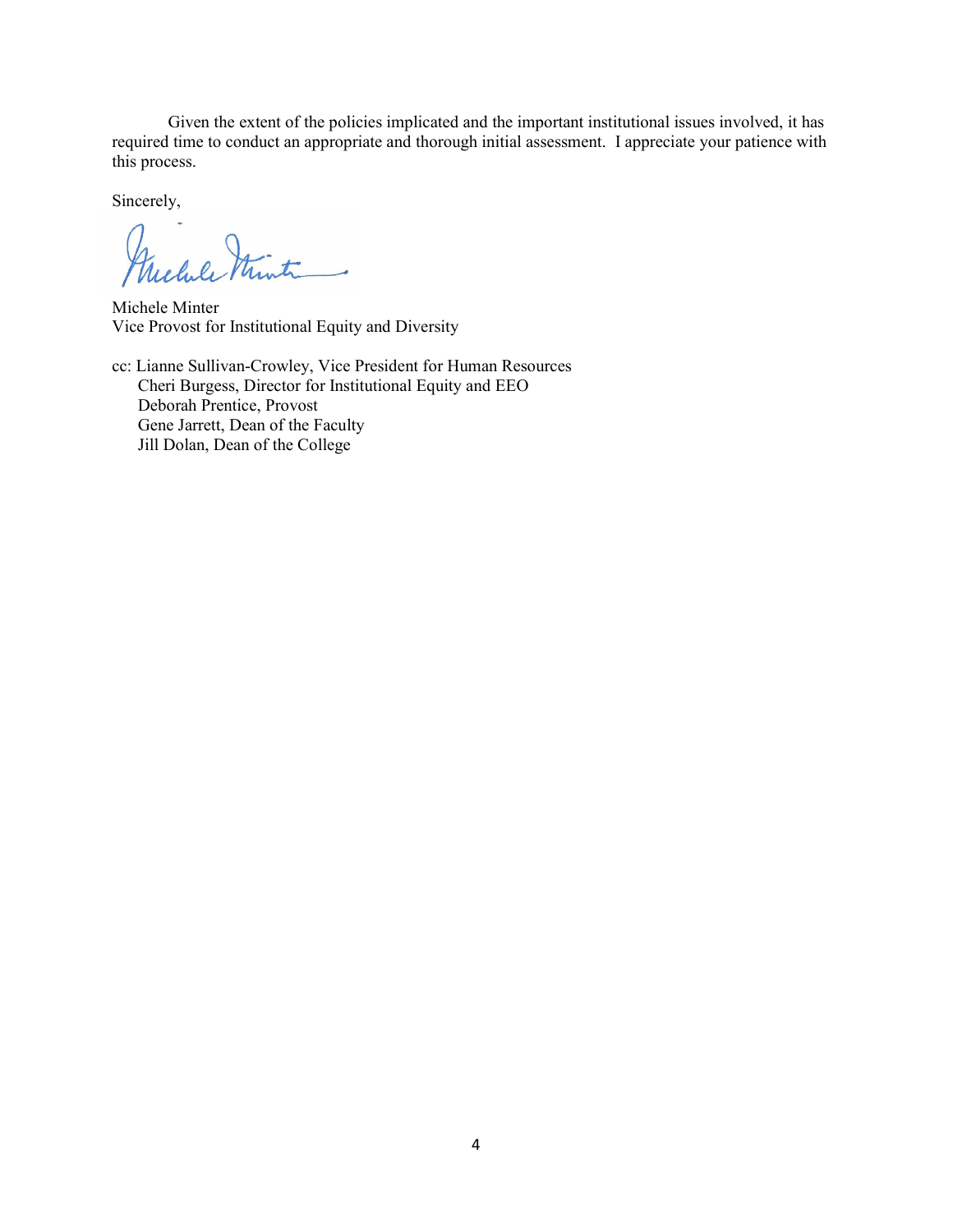Given the extent of the policies implicated and the important institutional issues involved, it has required time to conduct an appropriate and thorough initial assessment. I appreciate your patience with this process.

Sincerely,

Michele Minter
Vice Provost for Institutional Equity and Diversity

cc: Lianne Sullivan-Crowley, Vice President for Human Resources
Cheri Burgess, Director for Institutional Equity and EEO
Deborah Prentice, Provost
Gene Jarrett, Dean of the Faculty
Jill Dolan, Dean of the College